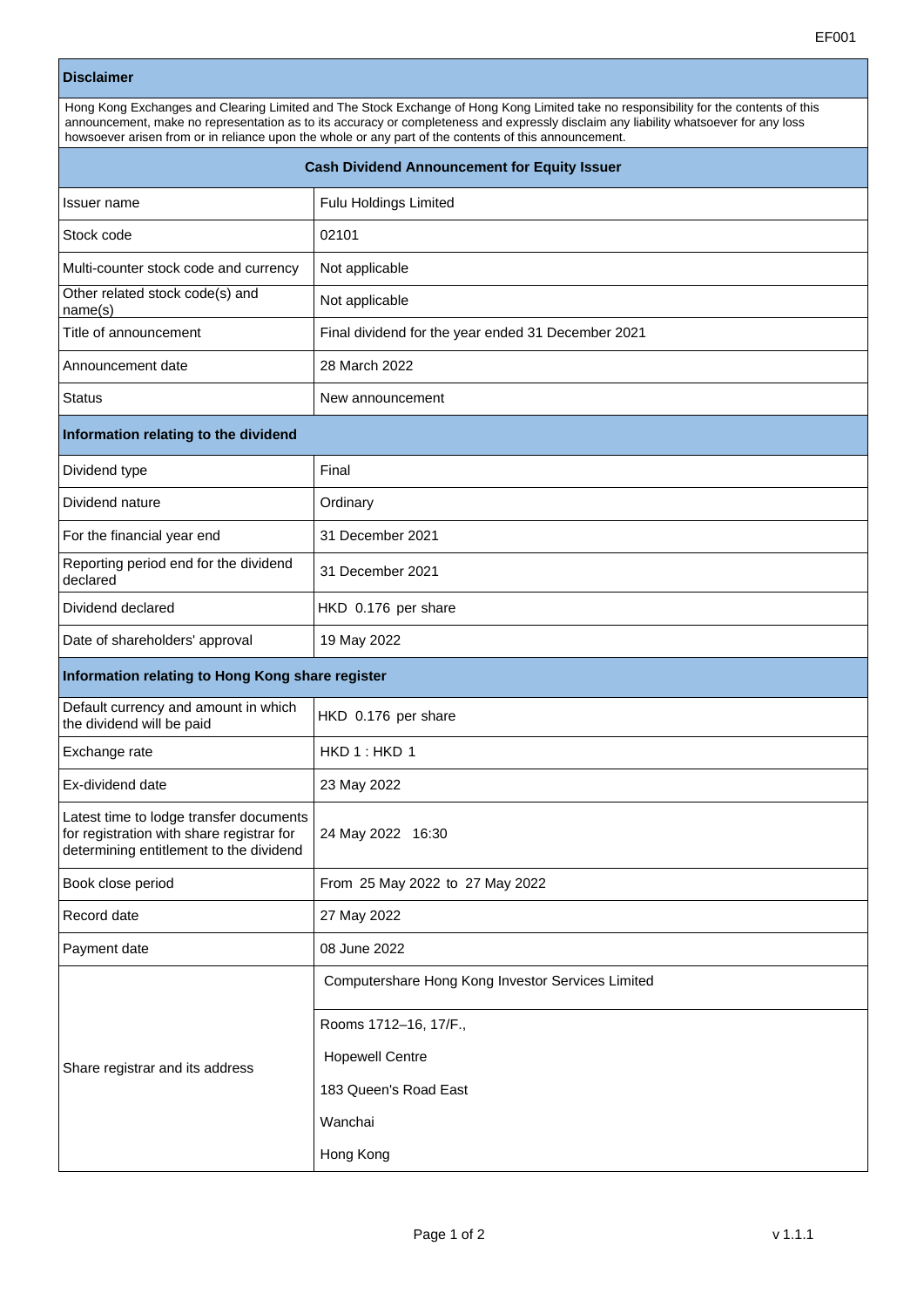EF001

## Disclaimer

Hong Kong Exchanges and Clearing Limited and The Stock Exchange of Hong Kong Limited take no responsibility for the contents of this announcement, make no representation as to its accuracy or completeness and expressly disclaim any liability whatsoever for any loss howsoever arisen from or in reliance upon the whole or any part of the contents of this announcement.

## Cash Dividend Announcement for Equity Issuer

| | |
|---|---|
| Issuer name | Fulu Holdings Limited |
| Stock code | 02101 |
| Multi-counter stock code and currency | Not applicable |
| Other related stock code(s) and name(s) | Not applicable |
| Title of announcement | Final dividend for the year ended 31 December 2021 |
| Announcement date | 28 March 2022 |
| Status | New announcement |

## Information relating to the dividend

| | |
|---|---|
| Dividend type | Final |
| Dividend nature | Ordinary |
| For the financial year end | 31 December 2021 |
| Reporting period end for the dividend declared | 31 December 2021 |
| Dividend declared | HKD 0.176 per share |
| Date of shareholders' approval | 19 May 2022 |

## Information relating to Hong Kong share register

| | |
|---|---|
| Default currency and amount in which the dividend will be paid | HKD 0.176 per share |
| Exchange rate | HKD 1 : HKD 1 |
| Ex-dividend date | 23 May 2022 |
| Latest time to lodge transfer documents for registration with share registrar for determining entitlement to the dividend | 24 May 2022 16:30 |
| Book close period | From 25 May 2022 to 27 May 2022 |
| Record date | 27 May 2022 |
| Payment date | 08 June 2022 |
| Share registrar and its address | Computershare Hong Kong Investor Services Limited<br>Rooms 1712–16, 17/F.,<br>Hopewell Centre<br>183 Queen's Road East<br>Wanchai<br>Hong Kong |

v 1.1.1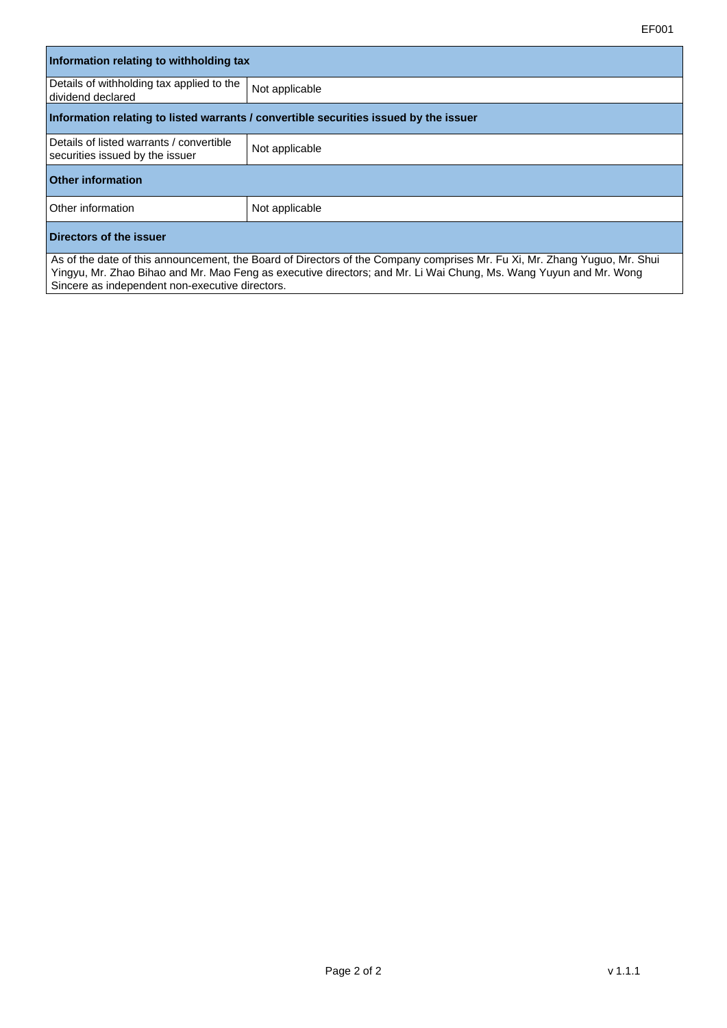| Information relating to withholding tax | |
|---|---|
| Details of withholding tax applied to the dividend declared | Not applicable |

| Information relating to listed warrants / convertible securities issued by the issuer | |
|---|---|
| Details of listed warrants / convertible securities issued by the issuer | Not applicable |

| Other information | |
|---|---|
| Other information | Not applicable |

**Directors of the issuer**

As of the date of this announcement, the Board of Directors of the Company comprises Mr. Fu Xi, Mr. Zhang Yuguo, Mr. Shui Yingyu, Mr. Zhao Bihao and Mr. Mao Feng as executive directors; and Mr. Li Wai Chung, Ms. Wang Yuyun and Mr. Wong Sincere as independent non-executive directors.